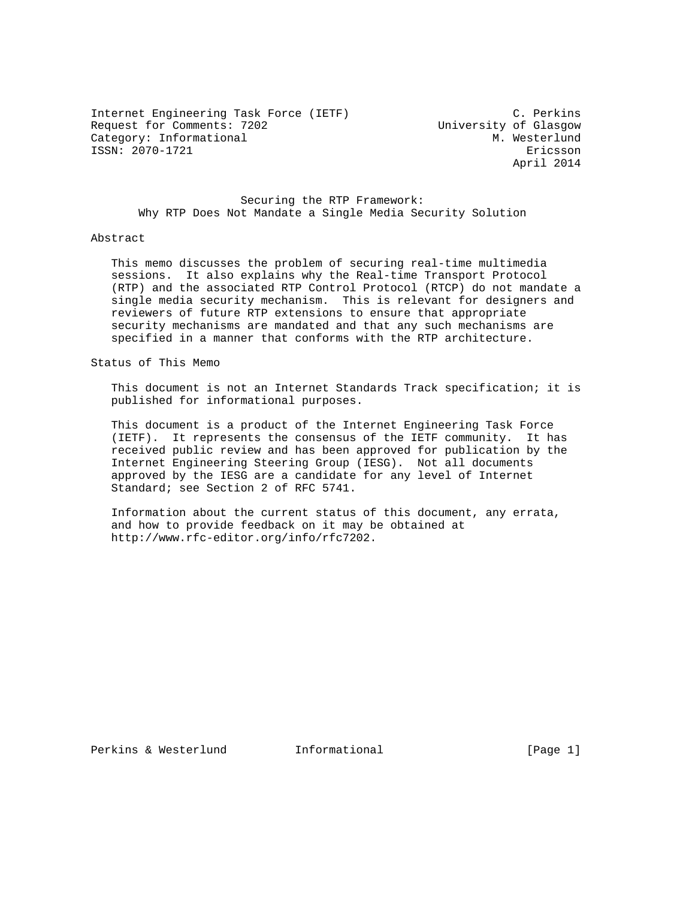Internet Engineering Task Force (IETF) C. Perkins
Request for Comments: 7202 University of Glasgow
Category: Informational M. Westerlund
ISSN: 2070-1721 Ericsson
April 2014

# Securing the RTP Framework: Why RTP Does Not Mandate a Single Media Security Solution

## Abstract

This memo discusses the problem of securing real-time multimedia sessions. It also explains why the Real-time Transport Protocol (RTP) and the associated RTP Control Protocol (RTCP) do not mandate a single media security mechanism. This is relevant for designers and reviewers of future RTP extensions to ensure that appropriate security mechanisms are mandated and that any such mechanisms are specified in a manner that conforms with the RTP architecture.

## Status of This Memo

This document is not an Internet Standards Track specification; it is published for informational purposes.

This document is a product of the Internet Engineering Task Force (IETF). It represents the consensus of the IETF community. It has received public review and has been approved for publication by the Internet Engineering Steering Group (IESG). Not all documents approved by the IESG are a candidate for any level of Internet Standard; see Section 2 of RFC 5741.

Information about the current status of this document, any errata, and how to provide feedback on it may be obtained at http://www.rfc-editor.org/info/rfc7202.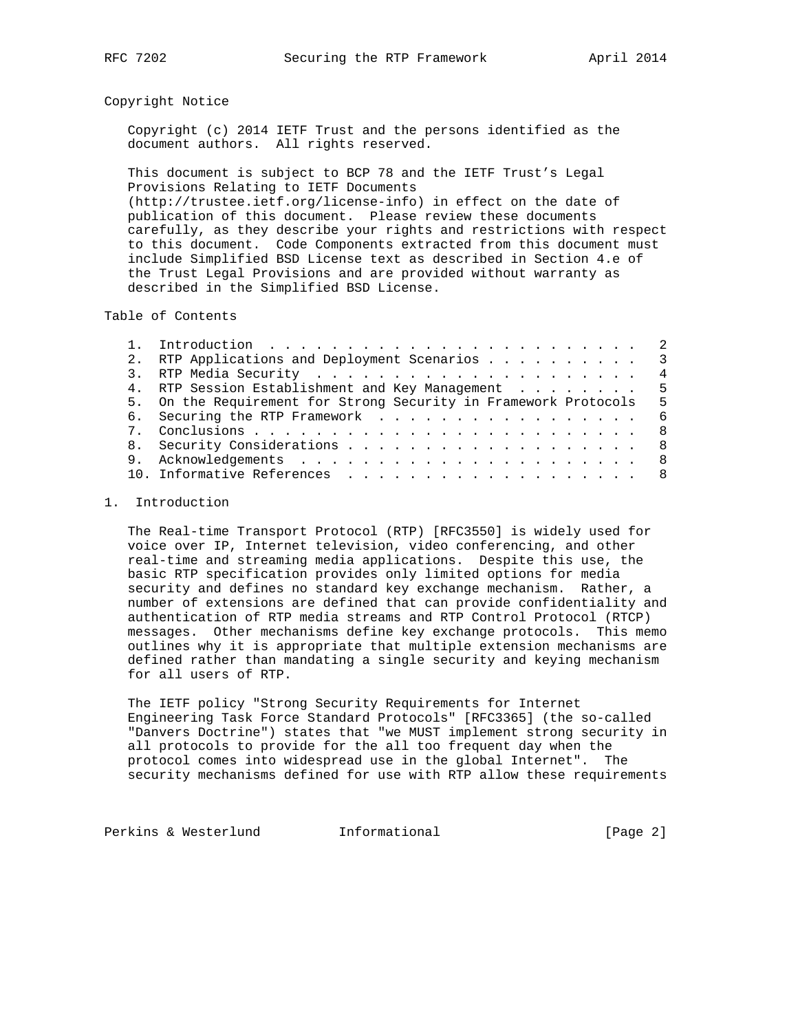## Copyright Notice

Copyright (c) 2014 IETF Trust and the persons identified as the document authors. All rights reserved.

This document is subject to BCP 78 and the IETF Trust's Legal Provisions Relating to IETF Documents (http://trustee.ietf.org/license-info) in effect on the date of publication of this document. Please review these documents carefully, as they describe your rights and restrictions with respect to this document. Code Components extracted from this document must include Simplified BSD License text as described in Section 4.e of the Trust Legal Provisions and are provided without warranty as described in the Simplified BSD License.

## Table of Contents

1. Introduction . . . . . . . . . . . . . . . . . . . . . . . . 2
2. RTP Applications and Deployment Scenarios . . . . . . . . . . 3
3. RTP Media Security . . . . . . . . . . . . . . . . . . . . . 4
4. RTP Session Establishment and Key Management . . . . . . . . 5
5. On the Requirement for Strong Security in Framework Protocols 5
6. Securing the RTP Framework . . . . . . . . . . . . . . . . . 6
7. Conclusions . . . . . . . . . . . . . . . . . . . . . . . . . 8
8. Security Considerations . . . . . . . . . . . . . . . . . . . 8
9. Acknowledgements . . . . . . . . . . . . . . . . . . . . . . 8
10. Informative References . . . . . . . . . . . . . . . . . . . 8

## 1. Introduction

The Real-time Transport Protocol (RTP) [RFC3550] is widely used for voice over IP, Internet television, video conferencing, and other real-time and streaming media applications. Despite this use, the basic RTP specification provides only limited options for media security and defines no standard key exchange mechanism. Rather, a number of extensions are defined that can provide confidentiality and authentication of RTP media streams and RTP Control Protocol (RTCP) messages. Other mechanisms define key exchange protocols. This memo outlines why it is appropriate that multiple extension mechanisms are defined rather than mandating a single security and keying mechanism for all users of RTP.

The IETF policy "Strong Security Requirements for Internet Engineering Task Force Standard Protocols" [RFC3365] (the so-called "Danvers Doctrine") states that "we MUST implement strong security in all protocols to provide for the all too frequent day when the protocol comes into widespread use in the global Internet". The security mechanisms defined for use with RTP allow these requirements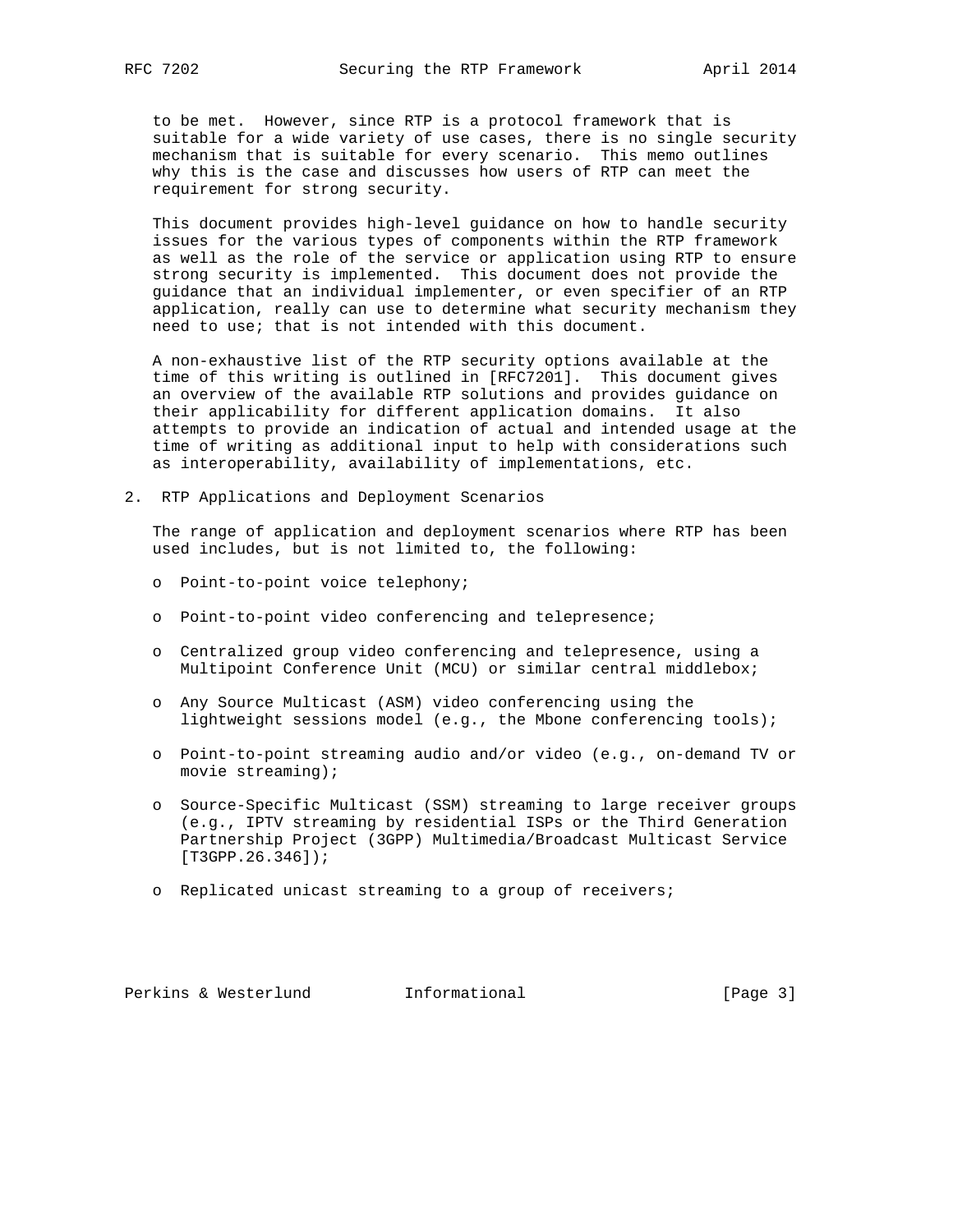to be met. However, since RTP is a protocol framework that is suitable for a wide variety of use cases, there is no single security mechanism that is suitable for every scenario. This memo outlines why this is the case and discusses how users of RTP can meet the requirement for strong security.

This document provides high-level guidance on how to handle security issues for the various types of components within the RTP framework as well as the role of the service or application using RTP to ensure strong security is implemented. This document does not provide the guidance that an individual implementer, or even specifier of an RTP application, really can use to determine what security mechanism they need to use; that is not intended with this document.

A non-exhaustive list of the RTP security options available at the time of this writing is outlined in [RFC7201]. This document gives an overview of the available RTP solutions and provides guidance on their applicability for different application domains. It also attempts to provide an indication of actual and intended usage at the time of writing as additional input to help with considerations such as interoperability, availability of implementations, etc.

## 2. RTP Applications and Deployment Scenarios

The range of application and deployment scenarios where RTP has been used includes, but is not limited to, the following:

- Point-to-point voice telephony;
- Point-to-point video conferencing and telepresence;
- Centralized group video conferencing and telepresence, using a Multipoint Conference Unit (MCU) or similar central middlebox;
- Any Source Multicast (ASM) video conferencing using the lightweight sessions model (e.g., the Mbone conferencing tools);
- Point-to-point streaming audio and/or video (e.g., on-demand TV or movie streaming);
- Source-Specific Multicast (SSM) streaming to large receiver groups (e.g., IPTV streaming by residential ISPs or the Third Generation Partnership Project (3GPP) Multimedia/Broadcast Multicast Service [T3GPP.26.346]);
- Replicated unicast streaming to a group of receivers;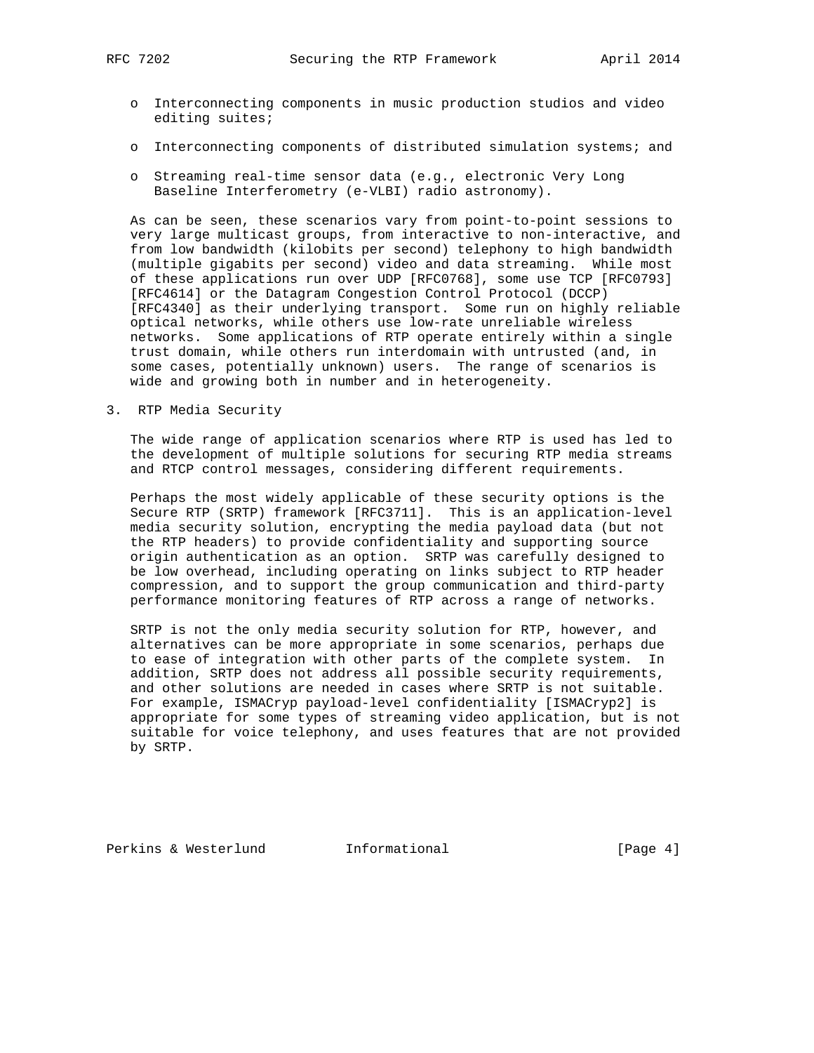- Interconnecting components in music production studios and video editing suites;
- Interconnecting components of distributed simulation systems; and
- Streaming real-time sensor data (e.g., electronic Very Long Baseline Interferometry (e-VLBI) radio astronomy).

As can be seen, these scenarios vary from point-to-point sessions to very large multicast groups, from interactive to non-interactive, and from low bandwidth (kilobits per second) telephony to high bandwidth (multiple gigabits per second) video and data streaming. While most of these applications run over UDP [RFC0768], some use TCP [RFC0793] [RFC4614] or the Datagram Congestion Control Protocol (DCCP) [RFC4340] as their underlying transport. Some run on highly reliable optical networks, while others use low-rate unreliable wireless networks. Some applications of RTP operate entirely within a single trust domain, while others run interdomain with untrusted (and, in some cases, potentially unknown) users. The range of scenarios is wide and growing both in number and in heterogeneity.

## 3. RTP Media Security

The wide range of application scenarios where RTP is used has led to the development of multiple solutions for securing RTP media streams and RTCP control messages, considering different requirements.

Perhaps the most widely applicable of these security options is the Secure RTP (SRTP) framework [RFC3711]. This is an application-level media security solution, encrypting the media payload data (but not the RTP headers) to provide confidentiality and supporting source origin authentication as an option. SRTP was carefully designed to be low overhead, including operating on links subject to RTP header compression, and to support the group communication and third-party performance monitoring features of RTP across a range of networks.

SRTP is not the only media security solution for RTP, however, and alternatives can be more appropriate in some scenarios, perhaps due to ease of integration with other parts of the complete system. In addition, SRTP does not address all possible security requirements, and other solutions are needed in cases where SRTP is not suitable. For example, ISMACryp payload-level confidentiality [ISMACryp2] is appropriate for some types of streaming video application, but is not suitable for voice telephony, and uses features that are not provided by SRTP.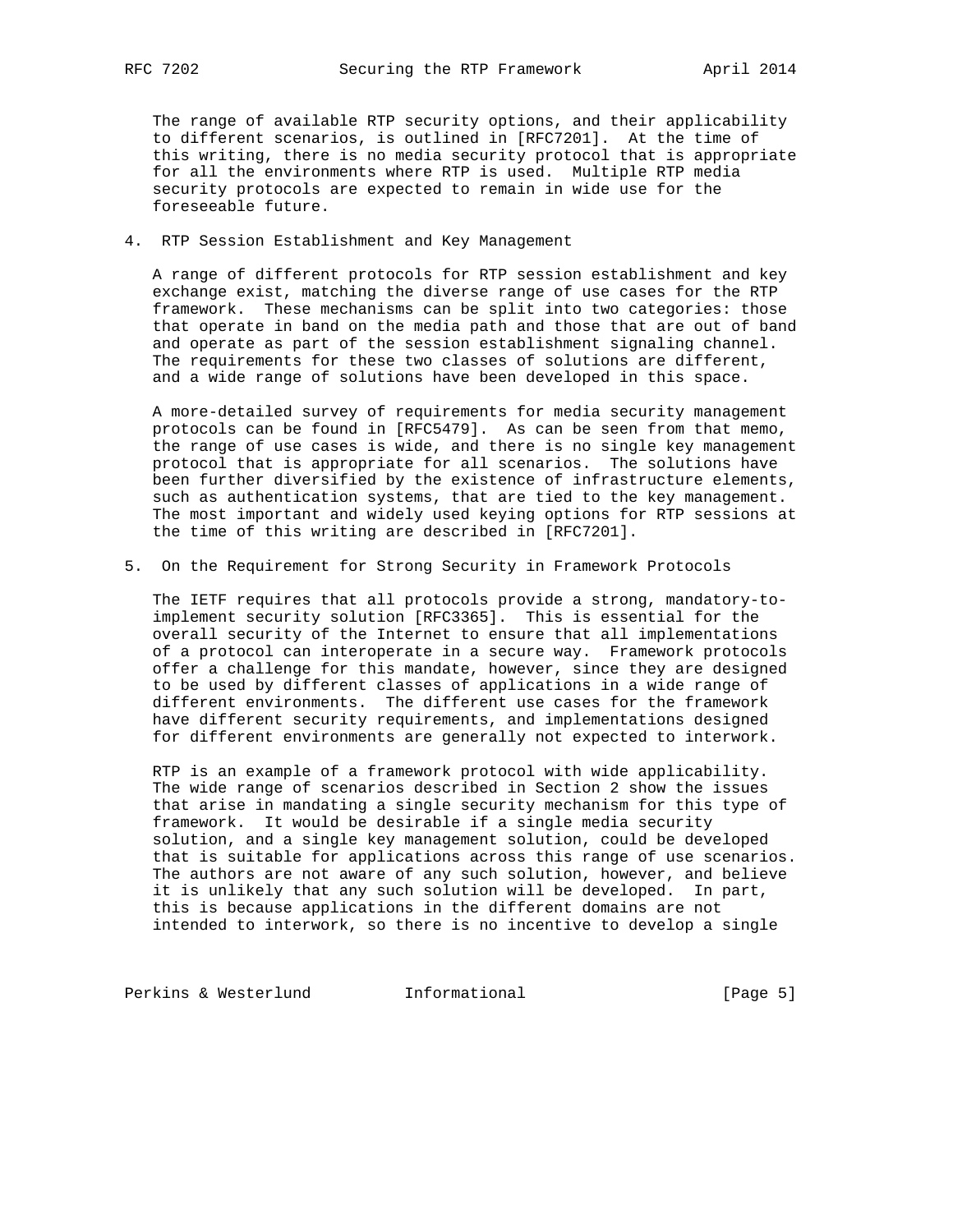The range of available RTP security options, and their applicability to different scenarios, is outlined in [RFC7201]. At the time of this writing, there is no media security protocol that is appropriate for all the environments where RTP is used. Multiple RTP media security protocols are expected to remain in wide use for the foreseeable future.

## 4. RTP Session Establishment and Key Management

A range of different protocols for RTP session establishment and key exchange exist, matching the diverse range of use cases for the RTP framework. These mechanisms can be split into two categories: those that operate in band on the media path and those that are out of band and operate as part of the session establishment signaling channel. The requirements for these two classes of solutions are different, and a wide range of solutions have been developed in this space.

A more-detailed survey of requirements for media security management protocols can be found in [RFC5479]. As can be seen from that memo, the range of use cases is wide, and there is no single key management protocol that is appropriate for all scenarios. The solutions have been further diversified by the existence of infrastructure elements, such as authentication systems, that are tied to the key management. The most important and widely used keying options for RTP sessions at the time of this writing are described in [RFC7201].

## 5. On the Requirement for Strong Security in Framework Protocols

The IETF requires that all protocols provide a strong, mandatory-to-implement security solution [RFC3365]. This is essential for the overall security of the Internet to ensure that all implementations of a protocol can interoperate in a secure way. Framework protocols offer a challenge for this mandate, however, since they are designed to be used by different classes of applications in a wide range of different environments. The different use cases for the framework have different security requirements, and implementations designed for different environments are generally not expected to interwork.

RTP is an example of a framework protocol with wide applicability. The wide range of scenarios described in Section 2 show the issues that arise in mandating a single security mechanism for this type of framework. It would be desirable if a single media security solution, and a single key management solution, could be developed that is suitable for applications across this range of use scenarios. The authors are not aware of any such solution, however, and believe it is unlikely that any such solution will be developed. In part, this is because applications in the different domains are not intended to interwork, so there is no incentive to develop a single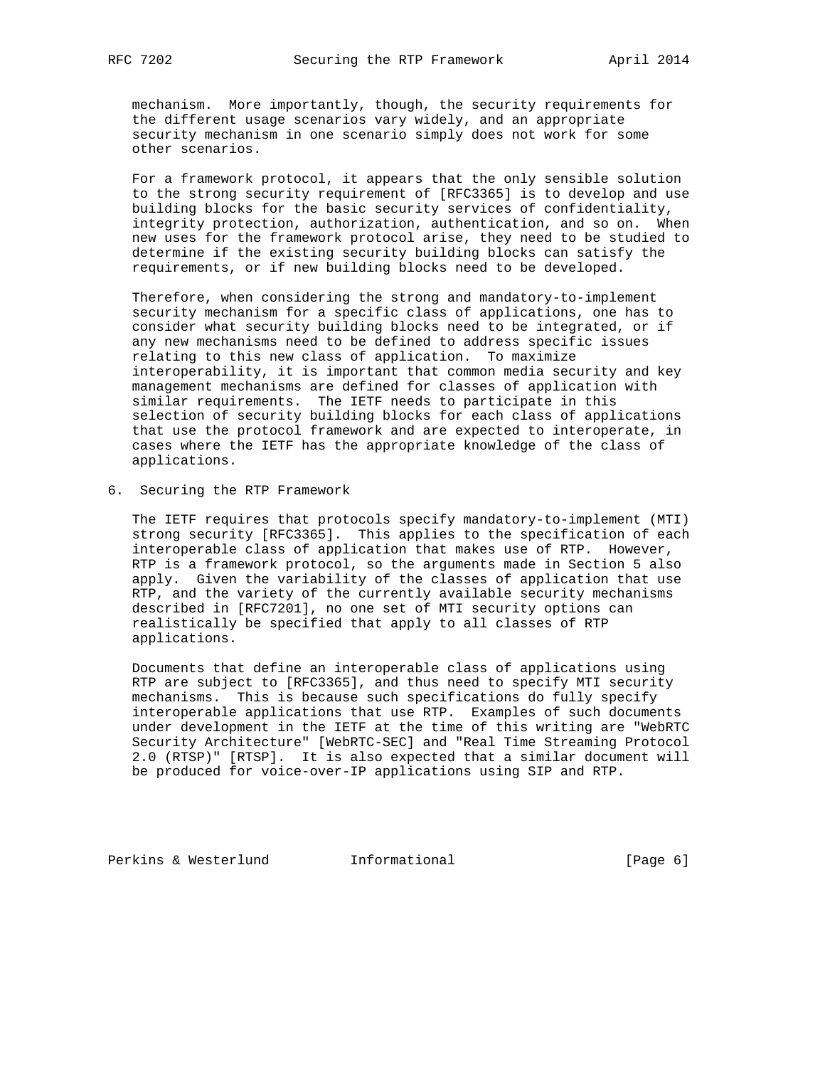mechanism. More importantly, though, the security requirements for the different usage scenarios vary widely, and an appropriate security mechanism in one scenario simply does not work for some other scenarios.

For a framework protocol, it appears that the only sensible solution to the strong security requirement of [RFC3365] is to develop and use building blocks for the basic security services of confidentiality, integrity protection, authorization, authentication, and so on. When new uses for the framework protocol arise, they need to be studied to determine if the existing security building blocks can satisfy the requirements, or if new building blocks need to be developed.

Therefore, when considering the strong and mandatory-to-implement security mechanism for a specific class of applications, one has to consider what security building blocks need to be integrated, or if any new mechanisms need to be defined to address specific issues relating to this new class of application. To maximize interoperability, it is important that common media security and key management mechanisms are defined for classes of application with similar requirements. The IETF needs to participate in this selection of security building blocks for each class of applications that use the protocol framework and are expected to interoperate, in cases where the IETF has the appropriate knowledge of the class of applications.

## 6. Securing the RTP Framework

The IETF requires that protocols specify mandatory-to-implement (MTI) strong security [RFC3365]. This applies to the specification of each interoperable class of application that makes use of RTP. However, RTP is a framework protocol, so the arguments made in Section 5 also apply. Given the variability of the classes of application that use RTP, and the variety of the currently available security mechanisms described in [RFC7201], no one set of MTI security options can realistically be specified that apply to all classes of RTP applications.

Documents that define an interoperable class of applications using RTP are subject to [RFC3365], and thus need to specify MTI security mechanisms. This is because such specifications do fully specify interoperable applications that use RTP. Examples of such documents under development in the IETF at the time of this writing are "WebRTC Security Architecture" [WebRTC-SEC] and "Real Time Streaming Protocol 2.0 (RTSP)" [RTSP]. It is also expected that a similar document will be produced for voice-over-IP applications using SIP and RTP.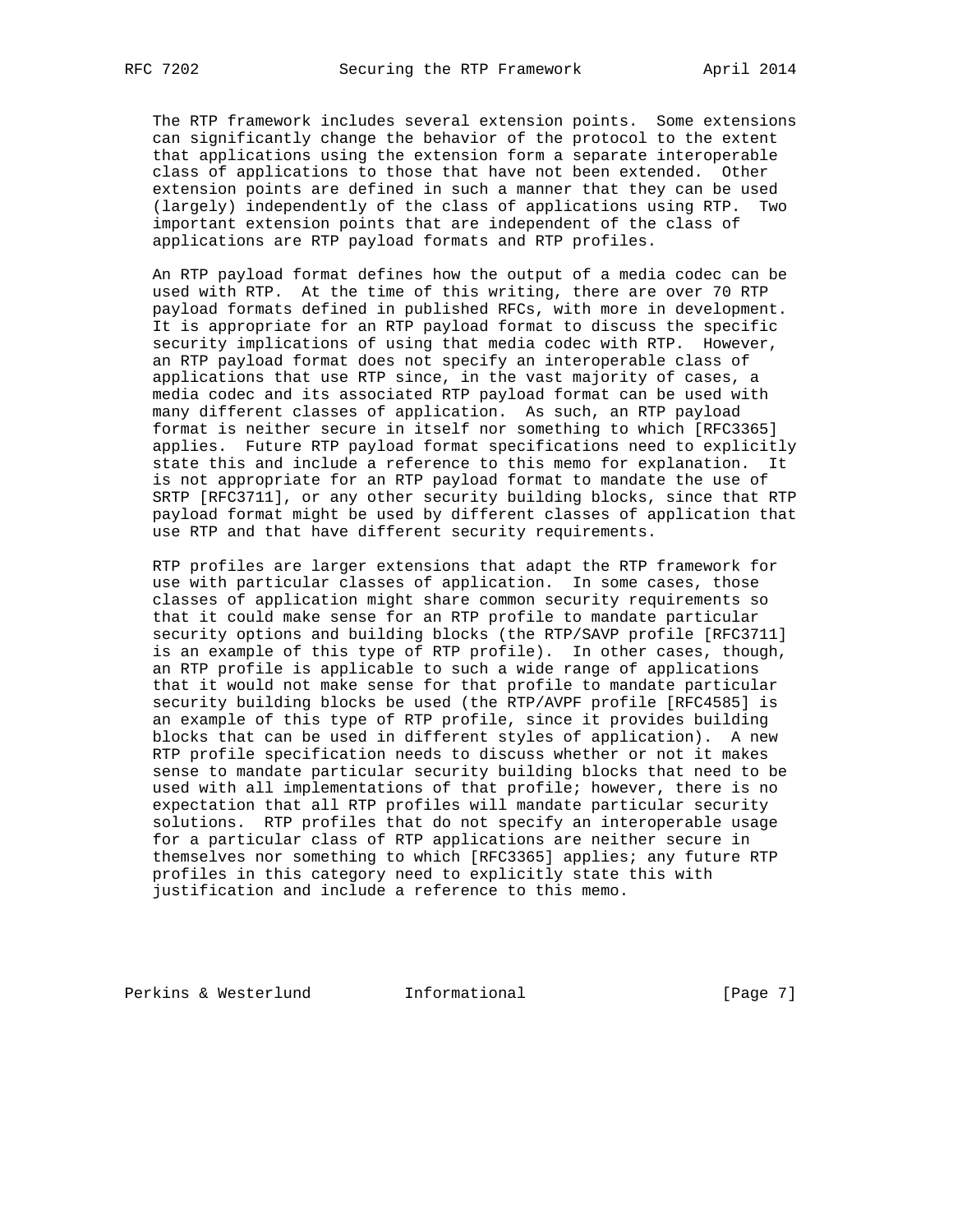The RTP framework includes several extension points. Some extensions can significantly change the behavior of the protocol to the extent that applications using the extension form a separate interoperable class of applications to those that have not been extended. Other extension points are defined in such a manner that they can be used (largely) independently of the class of applications using RTP. Two important extension points that are independent of the class of applications are RTP payload formats and RTP profiles.

An RTP payload format defines how the output of a media codec can be used with RTP. At the time of this writing, there are over 70 RTP payload formats defined in published RFCs, with more in development. It is appropriate for an RTP payload format to discuss the specific security implications of using that media codec with RTP. However, an RTP payload format does not specify an interoperable class of applications that use RTP since, in the vast majority of cases, a media codec and its associated RTP payload format can be used with many different classes of application. As such, an RTP payload format is neither secure in itself nor something to which [RFC3365] applies. Future RTP payload format specifications need to explicitly state this and include a reference to this memo for explanation. It is not appropriate for an RTP payload format to mandate the use of SRTP [RFC3711], or any other security building blocks, since that RTP payload format might be used by different classes of application that use RTP and that have different security requirements.

RTP profiles are larger extensions that adapt the RTP framework for use with particular classes of application. In some cases, those classes of application might share common security requirements so that it could make sense for an RTP profile to mandate particular security options and building blocks (the RTP/SAVP profile [RFC3711] is an example of this type of RTP profile). In other cases, though, an RTP profile is applicable to such a wide range of applications that it would not make sense for that profile to mandate particular security building blocks be used (the RTP/AVPF profile [RFC4585] is an example of this type of RTP profile, since it provides building blocks that can be used in different styles of application). A new RTP profile specification needs to discuss whether or not it makes sense to mandate particular security building blocks that need to be used with all implementations of that profile; however, there is no expectation that all RTP profiles will mandate particular security solutions. RTP profiles that do not specify an interoperable usage for a particular class of RTP applications are neither secure in themselves nor something to which [RFC3365] applies; any future RTP profiles in this category need to explicitly state this with justification and include a reference to this memo.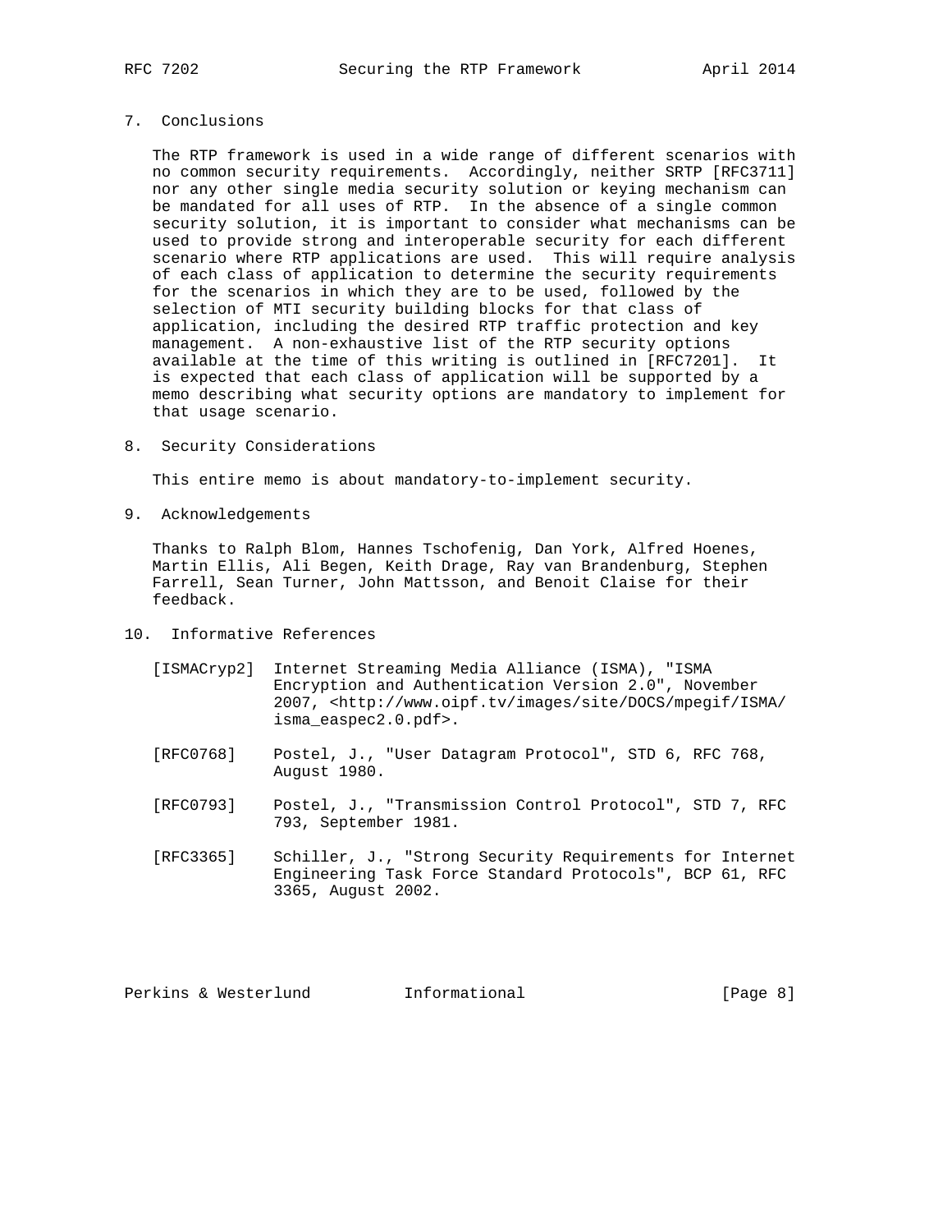## 7. Conclusions

The RTP framework is used in a wide range of different scenarios with no common security requirements. Accordingly, neither SRTP [RFC3711] nor any other single media security solution or keying mechanism can be mandated for all uses of RTP. In the absence of a single common security solution, it is important to consider what mechanisms can be used to provide strong and interoperable security for each different scenario where RTP applications are used. This will require analysis of each class of application to determine the security requirements for the scenarios in which they are to be used, followed by the selection of MTI security building blocks for that class of application, including the desired RTP traffic protection and key management. A non-exhaustive list of the RTP security options available at the time of this writing is outlined in [RFC7201]. It is expected that each class of application will be supported by a memo describing what security options are mandatory to implement for that usage scenario.

## 8. Security Considerations

This entire memo is about mandatory-to-implement security.

## 9. Acknowledgements

Thanks to Ralph Blom, Hannes Tschofenig, Dan York, Alfred Hoenes, Martin Ellis, Ali Begen, Keith Drage, Ray van Brandenburg, Stephen Farrell, Sean Turner, John Mattsson, and Benoit Claise for their feedback.

## 10. Informative References

[ISMACryp2] Internet Streaming Media Alliance (ISMA), "ISMA Encryption and Authentication Version 2.0", November 2007, <http://www.oipf.tv/images/site/DOCS/mpegif/ISMA/isma_easpec2.0.pdf>.

[RFC0768] Postel, J., "User Datagram Protocol", STD 6, RFC 768, August 1980.

[RFC0793] Postel, J., "Transmission Control Protocol", STD 7, RFC 793, September 1981.

[RFC3365] Schiller, J., "Strong Security Requirements for Internet Engineering Task Force Standard Protocols", BCP 61, RFC 3365, August 2002.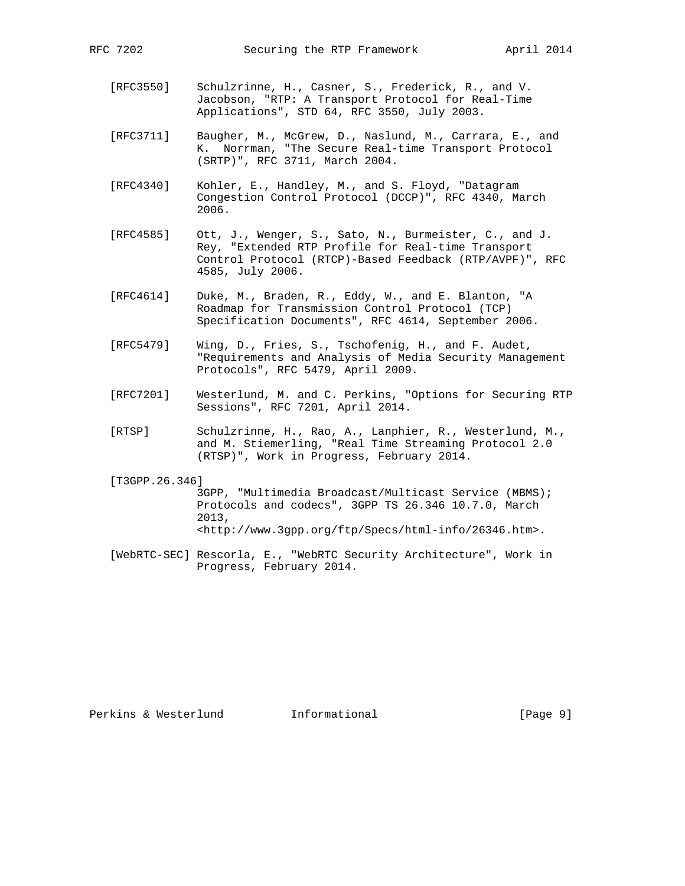[RFC3550] Schulzrinne, H., Casner, S., Frederick, R., and V. Jacobson, "RTP: A Transport Protocol for Real-Time Applications", STD 64, RFC 3550, July 2003.

[RFC3711] Baugher, M., McGrew, D., Naslund, M., Carrara, E., and K. Norrman, "The Secure Real-time Transport Protocol (SRTP)", RFC 3711, March 2004.

[RFC4340] Kohler, E., Handley, M., and S. Floyd, "Datagram Congestion Control Protocol (DCCP)", RFC 4340, March 2006.

[RFC4585] Ott, J., Wenger, S., Sato, N., Burmeister, C., and J. Rey, "Extended RTP Profile for Real-time Transport Control Protocol (RTCP)-Based Feedback (RTP/AVPF)", RFC 4585, July 2006.

[RFC4614] Duke, M., Braden, R., Eddy, W., and E. Blanton, "A Roadmap for Transmission Control Protocol (TCP) Specification Documents", RFC 4614, September 2006.

[RFC5479] Wing, D., Fries, S., Tschofenig, H., and F. Audet, "Requirements and Analysis of Media Security Management Protocols", RFC 5479, April 2009.

[RFC7201] Westerlund, M. and C. Perkins, "Options for Securing RTP Sessions", RFC 7201, April 2014.

[RTSP] Schulzrinne, H., Rao, A., Lanphier, R., Westerlund, M., and M. Stiemerling, "Real Time Streaming Protocol 2.0 (RTSP)", Work in Progress, February 2014.

[T3GPP.26.346] 3GPP, "Multimedia Broadcast/Multicast Service (MBMS); Protocols and codecs", 3GPP TS 26.346 10.7.0, March 2013, <http://www.3gpp.org/ftp/Specs/html-info/26346.htm>.

[WebRTC-SEC] Rescorla, E., "WebRTC Security Architecture", Work in Progress, February 2014.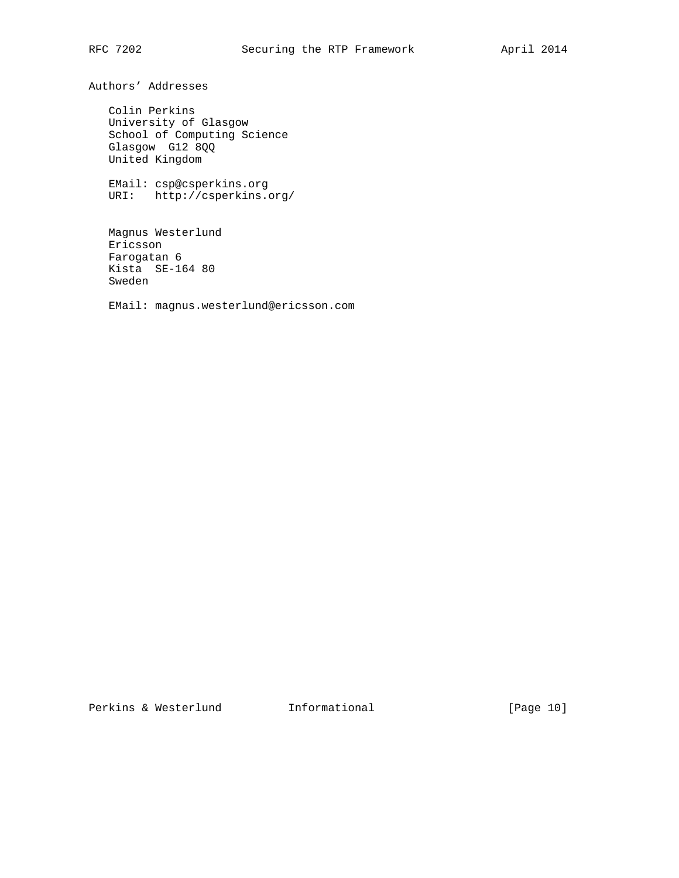## Authors' Addresses

Colin Perkins
University of Glasgow
School of Computing Science
Glasgow  G12 8QQ
United Kingdom

EMail: csp@csperkins.org
URI:   http://csperkins.org/

Magnus Westerlund
Ericsson
Farogatan 6
Kista  SE-164 80
Sweden

EMail: magnus.westerlund@ericsson.com